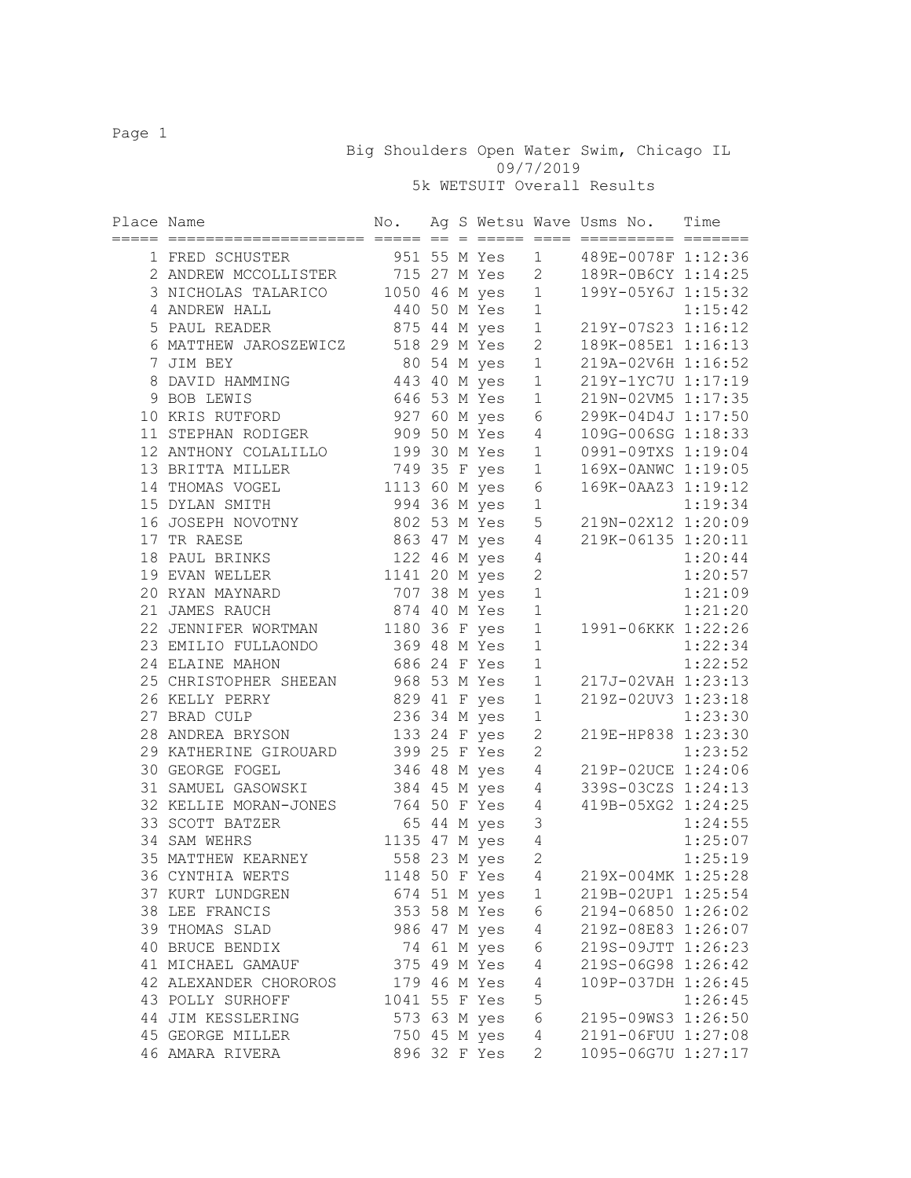# Big Shoulders Open Water Swim, Chicago IL

09/7/2019

5k WETSUIT Overall Results

| Place | Name | No. | Ag | S | Wetsu | Wave | Usms No. | Time |
|---|---|---|---|---|---|---|---|---|
| 1 | FRED SCHUSTER | 951 | 55 | M | Yes | 1 | 489E-0078F | 1:12:36 |
| 2 | ANDREW MCCOLLISTER | 715 | 27 | M | Yes | 2 | 189R-0B6CY | 1:14:25 |
| 3 | NICHOLAS TALARICO | 1050 | 46 | M | yes | 1 | 199Y-05Y6J | 1:15:32 |
| 4 | ANDREW HALL | 440 | 50 | M | Yes | 1 | | 1:15:42 |
| 5 | PAUL READER | 875 | 44 | M | yes | 1 | 219Y-07S23 | 1:16:12 |
| 6 | MATTHEW JAROSZEWICZ | 518 | 29 | M | Yes | 2 | 189K-085E1 | 1:16:13 |
| 7 | JIM BEY | 80 | 54 | M | yes | 1 | 219A-02V6H | 1:16:52 |
| 8 | DAVID HAMMING | 443 | 40 | M | yes | 1 | 219Y-1YC7U | 1:17:19 |
| 9 | BOB LEWIS | 646 | 53 | M | Yes | 1 | 219N-02VM5 | 1:17:35 |
| 10 | KRIS RUTFORD | 927 | 60 | M | yes | 6 | 299K-04D4J | 1:17:50 |
| 11 | STEPHAN RODIGER | 909 | 50 | M | Yes | 4 | 109G-006SG | 1:18:33 |
| 12 | ANTHONY COLALILLO | 199 | 30 | M | Yes | 1 | 0991-09TXS | 1:19:04 |
| 13 | BRITTA MILLER | 749 | 35 | F | yes | 1 | 169X-0ANWC | 1:19:05 |
| 14 | THOMAS VOGEL | 1113 | 60 | M | yes | 6 | 169K-0AAZ3 | 1:19:12 |
| 15 | DYLAN SMITH | 994 | 36 | M | yes | 1 | | 1:19:34 |
| 16 | JOSEPH NOVOTNY | 802 | 53 | M | Yes | 5 | 219N-02X12 | 1:20:09 |
| 17 | TR RAESE | 863 | 47 | M | yes | 4 | 219K-06135 | 1:20:11 |
| 18 | PAUL BRINKS | 122 | 46 | M | yes | 4 | | 1:20:44 |
| 19 | EVAN WELLER | 1141 | 20 | M | yes | 2 | | 1:20:57 |
| 20 | RYAN MAYNARD | 707 | 38 | M | yes | 1 | | 1:21:09 |
| 21 | JAMES RAUCH | 874 | 40 | M | Yes | 1 | | 1:21:20 |
| 22 | JENNIFER WORTMAN | 1180 | 36 | F | yes | 1 | 1991-06KKK | 1:22:26 |
| 23 | EMILIO FULLAONDO | 369 | 48 | M | Yes | 1 | | 1:22:34 |
| 24 | ELAINE MAHON | 686 | 24 | F | Yes | 1 | | 1:22:52 |
| 25 | CHRISTOPHER SHEEAN | 968 | 53 | M | Yes | 1 | 217J-02VAH | 1:23:13 |
| 26 | KELLY PERRY | 829 | 41 | F | yes | 1 | 219Z-02UV3 | 1:23:18 |
| 27 | BRAD CULP | 236 | 34 | M | yes | 1 | | 1:23:30 |
| 28 | ANDREA BRYSON | 133 | 24 | F | yes | 2 | 219E-HP838 | 1:23:30 |
| 29 | KATHERINE GIROUARD | 399 | 25 | F | Yes | 2 | | 1:23:52 |
| 30 | GEORGE FOGEL | 346 | 48 | M | yes | 4 | 219P-02UCE | 1:24:06 |
| 31 | SAMUEL GASOWSKI | 384 | 45 | M | yes | 4 | 339S-03CZS | 1:24:13 |
| 32 | KELLIE MORAN-JONES | 764 | 50 | F | Yes | 4 | 419B-05XG2 | 1:24:25 |
| 33 | SCOTT BATZER | 65 | 44 | M | yes | 3 | | 1:24:55 |
| 34 | SAM WEHRS | 1135 | 47 | M | yes | 4 | | 1:25:07 |
| 35 | MATTHEW KEARNEY | 558 | 23 | M | yes | 2 | | 1:25:19 |
| 36 | CYNTHIA WERTS | 1148 | 50 | F | Yes | 4 | 219X-004MK | 1:25:28 |
| 37 | KURT LUNDGREN | 674 | 51 | M | yes | 1 | 219B-02UP1 | 1:25:54 |
| 38 | LEE FRANCIS | 353 | 58 | M | Yes | 6 | 2194-06850 | 1:26:02 |
| 39 | THOMAS SLAD | 986 | 47 | M | yes | 4 | 219Z-08E83 | 1:26:07 |
| 40 | BRUCE BENDIX | 74 | 61 | M | yes | 6 | 219S-09JTT | 1:26:23 |
| 41 | MICHAEL GAMAUF | 375 | 49 | M | Yes | 4 | 219S-06G98 | 1:26:42 |
| 42 | ALEXANDER CHOROROS | 179 | 46 | M | Yes | 4 | 109P-037DH | 1:26:45 |
| 43 | POLLY SURHOFF | 1041 | 55 | F | Yes | 5 | | 1:26:45 |
| 44 | JIM KESSLERING | 573 | 63 | M | yes | 6 | 2195-09WS3 | 1:26:50 |
| 45 | GEORGE MILLER | 750 | 45 | M | yes | 4 | 2191-06FUU | 1:27:08 |
| 46 | AMARA RIVERA | 896 | 32 | F | Yes | 2 | 1095-06G7U | 1:27:17 |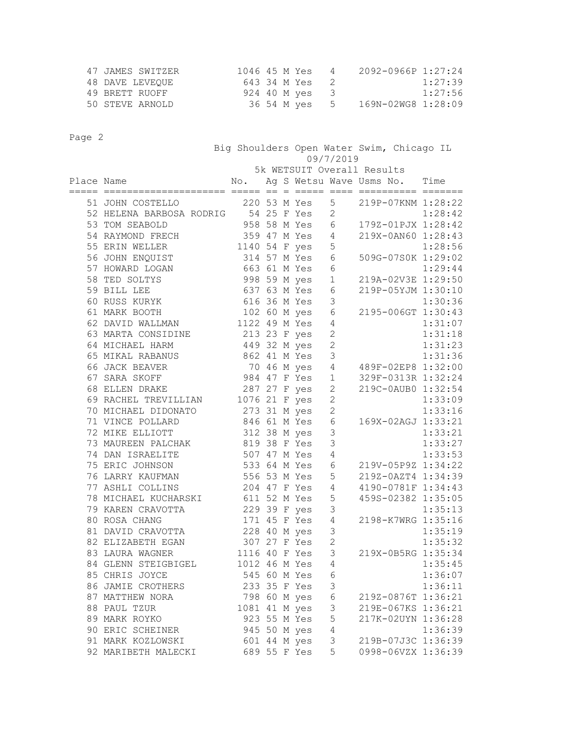| Place | Name | No. | Ag | S | Wetsu | Wave | Usms No. | Time |
|---|---|---|---|---|---|---|---|---|
| 47 | JAMES SWITZER | 1046 | 45 | M | Yes | 4 | 2092-0966P | 1:27:24 |
| 48 | DAVE LEVEQUE | 643 | 34 | M | Yes | 2 | | 1:27:39 |
| 49 | BRETT RUOFF | 924 | 40 | M | yes | 3 | | 1:27:56 |
| 50 | STEVE ARNOLD | 36 | 54 | M | yes | 5 | 169N-02WG8 | 1:28:09 |

Big Shoulders Open Water Swim, Chicago IL

09/7/2019

5k WETSUIT Overall Results

| Place | Name | No. | Ag | S | Wetsu | Wave | Usms No. | Time |
|---|---|---|---|---|---|---|---|---|
| 51 | JOHN COSTELLO | 220 | 53 | M | Yes | 5 | 219P-07KNM | 1:28:22 |
| 52 | HELENA BARBOSA RODRIG | 54 | 25 | F | Yes | 2 | | 1:28:42 |
| 53 | TOM SEABOLD | 958 | 58 | M | Yes | 6 | 179Z-01PJX | 1:28:42 |
| 54 | RAYMOND FRECH | 359 | 47 | M | Yes | 4 | 219X-0AN60 | 1:28:43 |
| 55 | ERIN WELLER | 1140 | 54 | F | yes | 5 | | 1:28:56 |
| 56 | JOHN ENQUIST | 314 | 57 | M | Yes | 6 | 509G-07S0K | 1:29:02 |
| 57 | HOWARD LOGAN | 663 | 61 | M | Yes | 6 | | 1:29:44 |
| 58 | TED SOLTYS | 998 | 59 | M | yes | 1 | 219A-02V3E | 1:29:50 |
| 59 | BILL LEE | 637 | 63 | M | Yes | 6 | 219P-05YJM | 1:30:10 |
| 60 | RUSS KURYK | 616 | 36 | M | Yes | 3 | | 1:30:36 |
| 61 | MARK BOOTH | 102 | 60 | M | yes | 6 | 2195-006GT | 1:30:43 |
| 62 | DAVID WALLMAN | 1122 | 49 | M | Yes | 4 | | 1:31:07 |
| 63 | MARTA CONSIDINE | 213 | 23 | F | yes | 2 | | 1:31:18 |
| 64 | MICHAEL HARM | 449 | 32 | M | yes | 2 | | 1:31:23 |
| 65 | MIKAL RABANUS | 862 | 41 | M | Yes | 3 | | 1:31:36 |
| 66 | JACK BEAVER | 70 | 46 | M | yes | 4 | 489F-02EP8 | 1:32:00 |
| 67 | SARA SKOFF | 984 | 47 | F | Yes | 1 | 329F-0313R | 1:32:24 |
| 68 | ELLEN DRAKE | 287 | 27 | F | yes | 2 | 219C-0AUB0 | 1:32:54 |
| 69 | RACHEL TREVILLIAN | 1076 | 21 | F | yes | 2 | | 1:33:09 |
| 70 | MICHAEL DIDONATO | 273 | 31 | M | yes | 2 | | 1:33:16 |
| 71 | VINCE POLLARD | 846 | 61 | M | Yes | 6 | 169X-02AGJ | 1:33:21 |
| 72 | MIKE ELLIOTT | 312 | 38 | M | yes | 3 | | 1:33:21 |
| 73 | MAUREEN PALCHAK | 819 | 38 | F | Yes | 3 | | 1:33:27 |
| 74 | DAN ISRAELITE | 507 | 47 | M | Yes | 4 | | 1:33:53 |
| 75 | ERIC JOHNSON | 533 | 64 | M | Yes | 6 | 219V-05P9Z | 1:34:22 |
| 76 | LARRY KAUFMAN | 556 | 53 | M | Yes | 5 | 219Z-0AZT4 | 1:34:39 |
| 77 | ASHLI COLLINS | 204 | 47 | F | Yes | 4 | 4190-0781F | 1:34:43 |
| 78 | MICHAEL KUCHARSKI | 611 | 52 | M | Yes | 5 | 459S-02382 | 1:35:05 |
| 79 | KAREN CRAVOTTA | 229 | 39 | F | yes | 3 | | 1:35:13 |
| 80 | ROSA CHANG | 171 | 45 | F | Yes | 4 | 2198-K7WRG | 1:35:16 |
| 81 | DAVID CRAVOTTA | 228 | 40 | M | yes | 3 | | 1:35:19 |
| 82 | ELIZABETH EGAN | 307 | 27 | F | Yes | 2 | | 1:35:32 |
| 83 | LAURA WAGNER | 1116 | 40 | F | Yes | 3 | 219X-0B5RG | 1:35:34 |
| 84 | GLENN STEIGBIGEL | 1012 | 46 | M | Yes | 4 | | 1:35:45 |
| 85 | CHRIS JOYCE | 545 | 60 | M | Yes | 6 | | 1:36:07 |
| 86 | JAMIE CROTHERS | 233 | 35 | F | Yes | 3 | | 1:36:11 |
| 87 | MATTHEW NORA | 798 | 60 | M | yes | 6 | 219Z-0876T | 1:36:21 |
| 88 | PAUL TZUR | 1081 | 41 | M | yes | 3 | 219E-067KS | 1:36:21 |
| 89 | MARK ROYKO | 923 | 55 | M | Yes | 5 | 217K-02UYN | 1:36:28 |
| 90 | ERIC SCHEINER | 945 | 50 | M | yes | 4 | | 1:36:39 |
| 91 | MARK KOZLOWSKI | 601 | 44 | M | yes | 3 | 219B-07J3C | 1:36:39 |
| 92 | MARIBETH MALECKI | 689 | 55 | F | Yes | 5 | 0998-06VZX | 1:36:39 |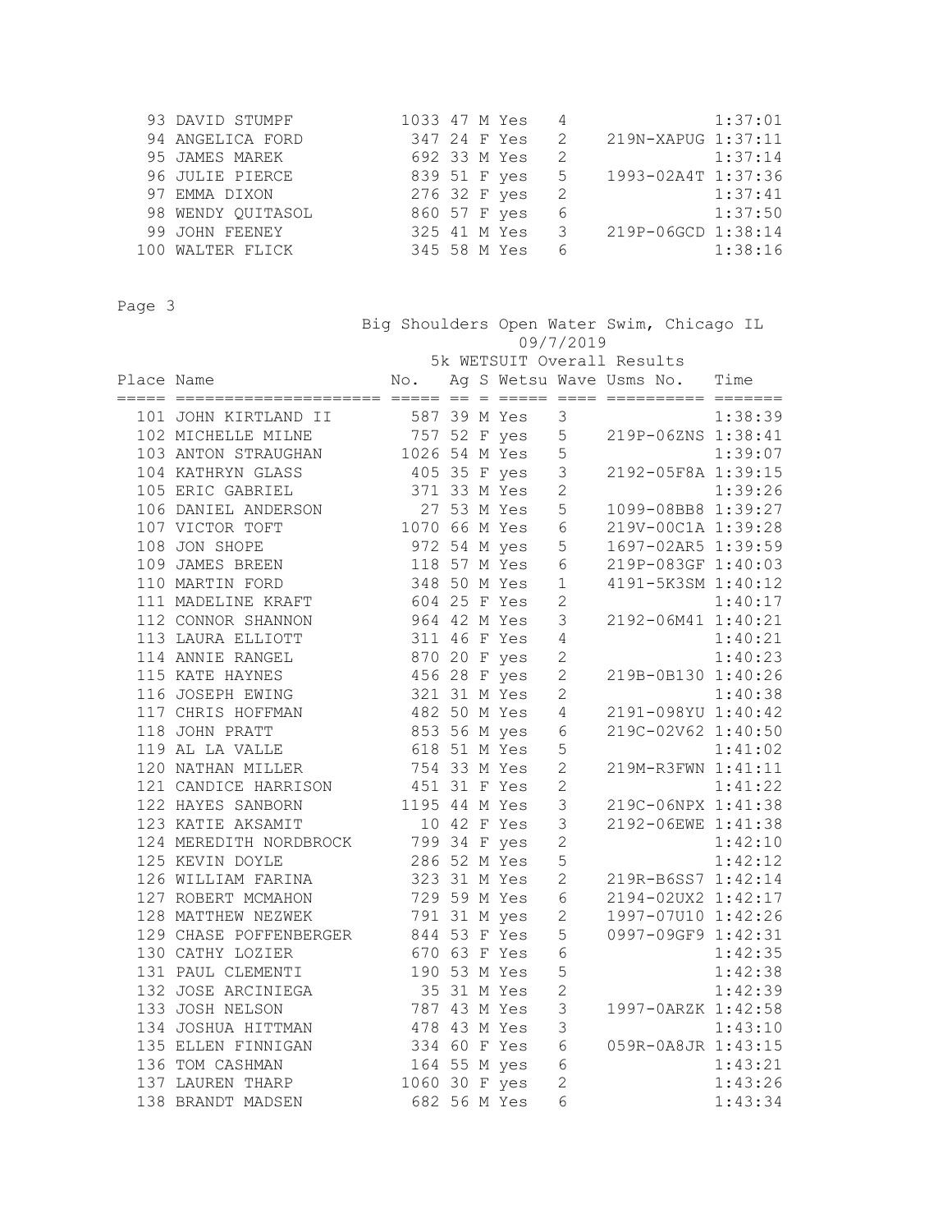| Place | Name | No. | Ag | S | Wetsu | Wave | Usms No. | Time |
|---|---|---|---|---|---|---|---|---|
| 93 | DAVID STUMPF | 1033 | 47 | M | Yes | 4 | | 1:37:01 |
| 94 | ANGELICA FORD | 347 | 24 | F | Yes | 2 | 219N-XAPUG | 1:37:11 |
| 95 | JAMES MAREK | 692 | 33 | M | Yes | 2 | | 1:37:14 |
| 96 | JULIE PIERCE | 839 | 51 | F | yes | 5 | 1993-02A4T | 1:37:36 |
| 97 | EMMA DIXON | 276 | 32 | F | yes | 2 | | 1:37:41 |
| 98 | WENDY QUITASOL | 860 | 57 | F | yes | 6 | | 1:37:50 |
| 99 | JOHN FEENEY | 325 | 41 | M | Yes | 3 | 219P-06GCD | 1:38:14 |
| 100 | WALTER FLICK | 345 | 58 | M | Yes | 6 | | 1:38:16 |

Big Shoulders Open Water Swim, Chicago IL

09/7/2019

5k WETSUIT Overall Results

| Place | Name | No. | Ag | S | Wetsu | Wave | Usms No. | Time |
|---|---|---|---|---|---|---|---|---|
| 101 | JOHN KIRTLAND II | 587 | 39 | M | Yes | 3 | | 1:38:39 |
| 102 | MICHELLE MILNE | 757 | 52 | F | yes | 5 | 219P-06ZNS | 1:38:41 |
| 103 | ANTON STRAUGHAN | 1026 | 54 | M | Yes | 5 | | 1:39:07 |
| 104 | KATHRYN GLASS | 405 | 35 | F | yes | 3 | 2192-05F8A | 1:39:15 |
| 105 | ERIC GABRIEL | 371 | 33 | M | Yes | 2 | | 1:39:26 |
| 106 | DANIEL ANDERSON | 27 | 53 | M | Yes | 5 | 1099-08BB8 | 1:39:27 |
| 107 | VICTOR TOFT | 1070 | 66 | M | Yes | 6 | 219V-00C1A | 1:39:28 |
| 108 | JON SHOPE | 972 | 54 | M | yes | 5 | 1697-02AR5 | 1:39:59 |
| 109 | JAMES BREEN | 118 | 57 | M | Yes | 6 | 219P-083GF | 1:40:03 |
| 110 | MARTIN FORD | 348 | 50 | M | Yes | 1 | 4191-5K3SM | 1:40:12 |
| 111 | MADELINE KRAFT | 604 | 25 | F | Yes | 2 | | 1:40:17 |
| 112 | CONNOR SHANNON | 964 | 42 | M | Yes | 3 | 2192-06M41 | 1:40:21 |
| 113 | LAURA ELLIOTT | 311 | 46 | F | Yes | 4 | | 1:40:21 |
| 114 | ANNIE RANGEL | 870 | 20 | F | yes | 2 | | 1:40:23 |
| 115 | KATE HAYNES | 456 | 28 | F | yes | 2 | 219B-0B130 | 1:40:26 |
| 116 | JOSEPH EWING | 321 | 31 | M | Yes | 2 | | 1:40:38 |
| 117 | CHRIS HOFFMAN | 482 | 50 | M | Yes | 4 | 2191-098YU | 1:40:42 |
| 118 | JOHN PRATT | 853 | 56 | M | yes | 6 | 219C-02V62 | 1:40:50 |
| 119 | AL LA VALLE | 618 | 51 | M | Yes | 5 | | 1:41:02 |
| 120 | NATHAN MILLER | 754 | 33 | M | Yes | 2 | 219M-R3FWN | 1:41:11 |
| 121 | CANDICE HARRISON | 451 | 31 | F | Yes | 2 | | 1:41:22 |
| 122 | HAYES SANBORN | 1195 | 44 | M | Yes | 3 | 219C-06NPX | 1:41:38 |
| 123 | KATIE AKSAMIT | 10 | 42 | F | Yes | 3 | 2192-06EWE | 1:41:38 |
| 124 | MEREDITH NORDBROCK | 799 | 34 | F | yes | 2 | | 1:42:10 |
| 125 | KEVIN DOYLE | 286 | 52 | M | Yes | 5 | | 1:42:12 |
| 126 | WILLIAM FARINA | 323 | 31 | M | Yes | 2 | 219R-B6SS7 | 1:42:14 |
| 127 | ROBERT MCMAHON | 729 | 59 | M | Yes | 6 | 2194-02UX2 | 1:42:17 |
| 128 | MATTHEW NEZWEK | 791 | 31 | M | yes | 2 | 1997-07U10 | 1:42:26 |
| 129 | CHASE POFFENBERGER | 844 | 53 | F | Yes | 5 | 0997-09GF9 | 1:42:31 |
| 130 | CATHY LOZIER | 670 | 63 | F | Yes | 6 | | 1:42:35 |
| 131 | PAUL CLEMENTI | 190 | 53 | M | Yes | 5 | | 1:42:38 |
| 132 | JOSE ARCINIEGA | 35 | 31 | M | Yes | 2 | | 1:42:39 |
| 133 | JOSH NELSON | 787 | 43 | M | Yes | 3 | 1997-0ARZK | 1:42:58 |
| 134 | JOSHUA HITTMAN | 478 | 43 | M | Yes | 3 | | 1:43:10 |
| 135 | ELLEN FINNIGAN | 334 | 60 | F | Yes | 6 | 059R-0A8JR | 1:43:15 |
| 136 | TOM CASHMAN | 164 | 55 | M | yes | 6 | | 1:43:21 |
| 137 | LAUREN THARP | 1060 | 30 | F | yes | 2 | | 1:43:26 |
| 138 | BRANDT MADSEN | 682 | 56 | M | Yes | 6 | | 1:43:34 |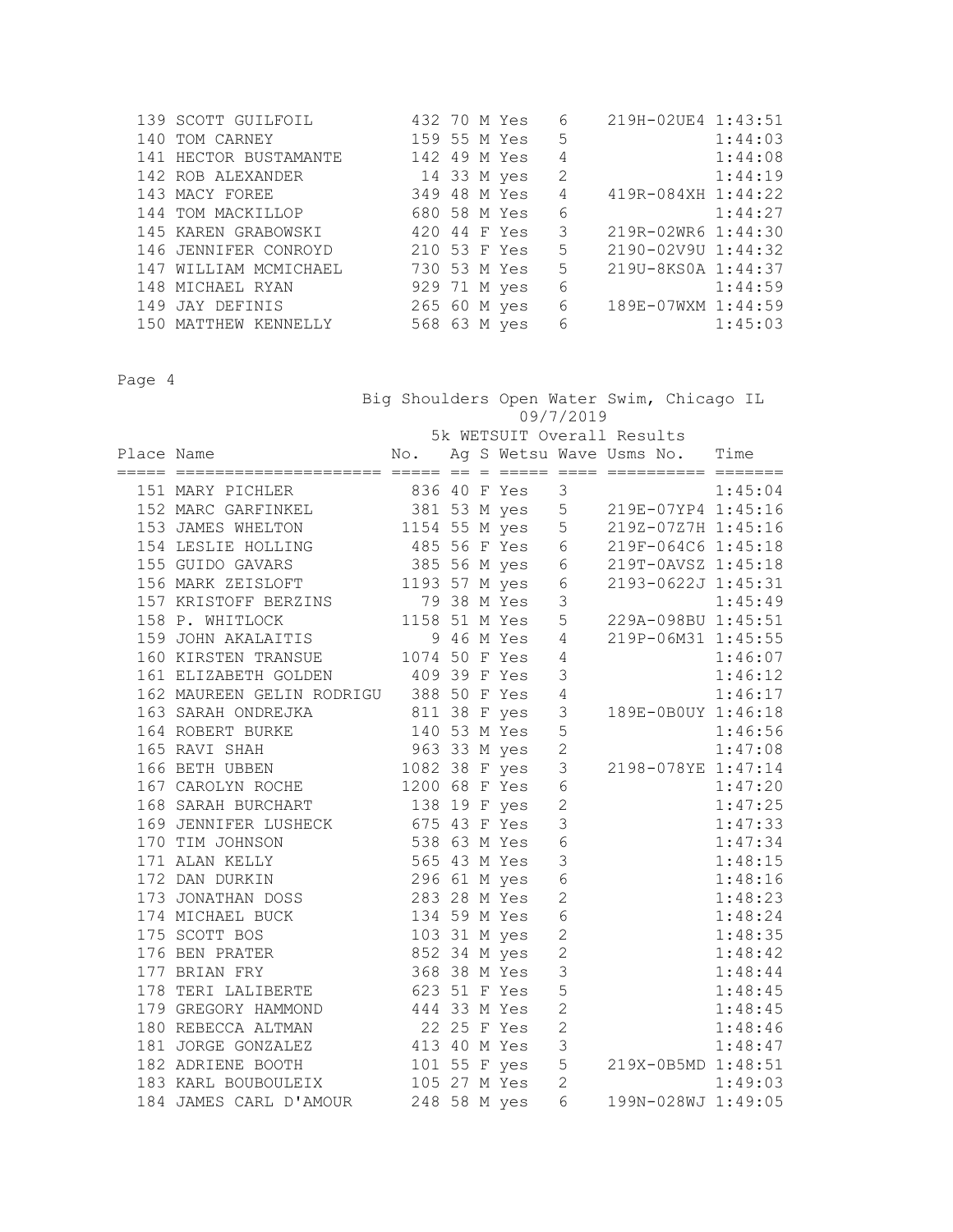| Place | Name | No. | Ag | S | Wetsu | Wave | Usms No. | Time |
|---|---|---|---|---|---|---|---|---|
| 139 | SCOTT GUILFOIL | 432 | 70 | M | Yes | 6 | 219H-02UE4 | 1:43:51 |
| 140 | TOM CARNEY | 159 | 55 | M | Yes | 5 | | 1:44:03 |
| 141 | HECTOR BUSTAMANTE | 142 | 49 | M | Yes | 4 | | 1:44:08 |
| 142 | ROB ALEXANDER | 14 | 33 | M | yes | 2 | | 1:44:19 |
| 143 | MACY FOREE | 349 | 48 | M | Yes | 4 | 419R-084XH | 1:44:22 |
| 144 | TOM MACKILLOP | 680 | 58 | M | Yes | 6 | | 1:44:27 |
| 145 | KAREN GRABOWSKI | 420 | 44 | F | Yes | 3 | 219R-02WR6 | 1:44:30 |
| 146 | JENNIFER CONROYD | 210 | 53 | F | Yes | 5 | 2190-02V9U | 1:44:32 |
| 147 | WILLIAM MCMICHAEL | 730 | 53 | M | Yes | 5 | 219U-8KS0A | 1:44:37 |
| 148 | MICHAEL RYAN | 929 | 71 | M | yes | 6 | | 1:44:59 |
| 149 | JAY DEFINIS | 265 | 60 | M | yes | 6 | 189E-07WXM | 1:44:59 |
| 150 | MATTHEW KENNELLY | 568 | 63 | M | yes | 6 | | 1:45:03 |

Big Shoulders Open Water Swim, Chicago IL
09/7/2019
5k WETSUIT Overall Results

| Place | Name | No. | Ag | S | Wetsu | Wave | Usms No. | Time |
|---|---|---|---|---|---|---|---|---|
| 151 | MARY PICHLER | 836 | 40 | F | Yes | 3 | | 1:45:04 |
| 152 | MARC GARFINKEL | 381 | 53 | M | yes | 5 | 219E-07YP4 | 1:45:16 |
| 153 | JAMES WHELTON | 1154 | 55 | M | yes | 5 | 219Z-07Z7H | 1:45:16 |
| 154 | LESLIE HOLLING | 485 | 56 | F | Yes | 6 | 219F-064C6 | 1:45:18 |
| 155 | GUIDO GAVARS | 385 | 56 | M | yes | 6 | 219T-0AVSZ | 1:45:18 |
| 156 | MARK ZEISLOFT | 1193 | 57 | M | yes | 6 | 2193-0622J | 1:45:31 |
| 157 | KRISTOFF BERZINS | 79 | 38 | M | Yes | 3 | | 1:45:49 |
| 158 | P. WHITLOCK | 1158 | 51 | M | Yes | 5 | 229A-098BU | 1:45:51 |
| 159 | JOHN AKALAITIS | 9 | 46 | M | Yes | 4 | 219P-06M31 | 1:45:55 |
| 160 | KIRSTEN TRANSUE | 1074 | 50 | F | Yes | 4 | | 1:46:07 |
| 161 | ELIZABETH GOLDEN | 409 | 39 | F | Yes | 3 | | 1:46:12 |
| 162 | MAUREEN GELIN RODRIGU | 388 | 50 | F | Yes | 4 | | 1:46:17 |
| 163 | SARAH ONDREJKA | 811 | 38 | F | yes | 3 | 189E-0B0UY | 1:46:18 |
| 164 | ROBERT BURKE | 140 | 53 | M | Yes | 5 | | 1:46:56 |
| 165 | RAVI SHAH | 963 | 33 | M | yes | 2 | | 1:47:08 |
| 166 | BETH UBBEN | 1082 | 38 | F | yes | 3 | 2198-078YE | 1:47:14 |
| 167 | CAROLYN ROCHE | 1200 | 68 | F | Yes | 6 | | 1:47:20 |
| 168 | SARAH BURCHART | 138 | 19 | F | yes | 2 | | 1:47:25 |
| 169 | JENNIFER LUSHECK | 675 | 43 | F | Yes | 3 | | 1:47:33 |
| 170 | TIM JOHNSON | 538 | 63 | M | Yes | 6 | | 1:47:34 |
| 171 | ALAN KELLY | 565 | 43 | M | Yes | 3 | | 1:48:15 |
| 172 | DAN DURKIN | 296 | 61 | M | yes | 6 | | 1:48:16 |
| 173 | JONATHAN DOSS | 283 | 28 | M | Yes | 2 | | 1:48:23 |
| 174 | MICHAEL BUCK | 134 | 59 | M | Yes | 6 | | 1:48:24 |
| 175 | SCOTT BOS | 103 | 31 | M | yes | 2 | | 1:48:35 |
| 176 | BEN PRATER | 852 | 34 | M | yes | 2 | | 1:48:42 |
| 177 | BRIAN FRY | 368 | 38 | M | Yes | 3 | | 1:48:44 |
| 178 | TERI LALIBERTE | 623 | 51 | F | Yes | 5 | | 1:48:45 |
| 179 | GREGORY HAMMOND | 444 | 33 | M | Yes | 2 | | 1:48:45 |
| 180 | REBECCA ALTMAN | 22 | 25 | F | Yes | 2 | | 1:48:46 |
| 181 | JORGE GONZALEZ | 413 | 40 | M | Yes | 3 | | 1:48:47 |
| 182 | ADRIENE BOOTH | 101 | 55 | F | yes | 5 | 219X-0B5MD | 1:48:51 |
| 183 | KARL BOUBOULEIX | 105 | 27 | M | Yes | 2 | | 1:49:03 |
| 184 | JAMES CARL D'AMOUR | 248 | 58 | M | yes | 6 | 199N-028WJ | 1:49:05 |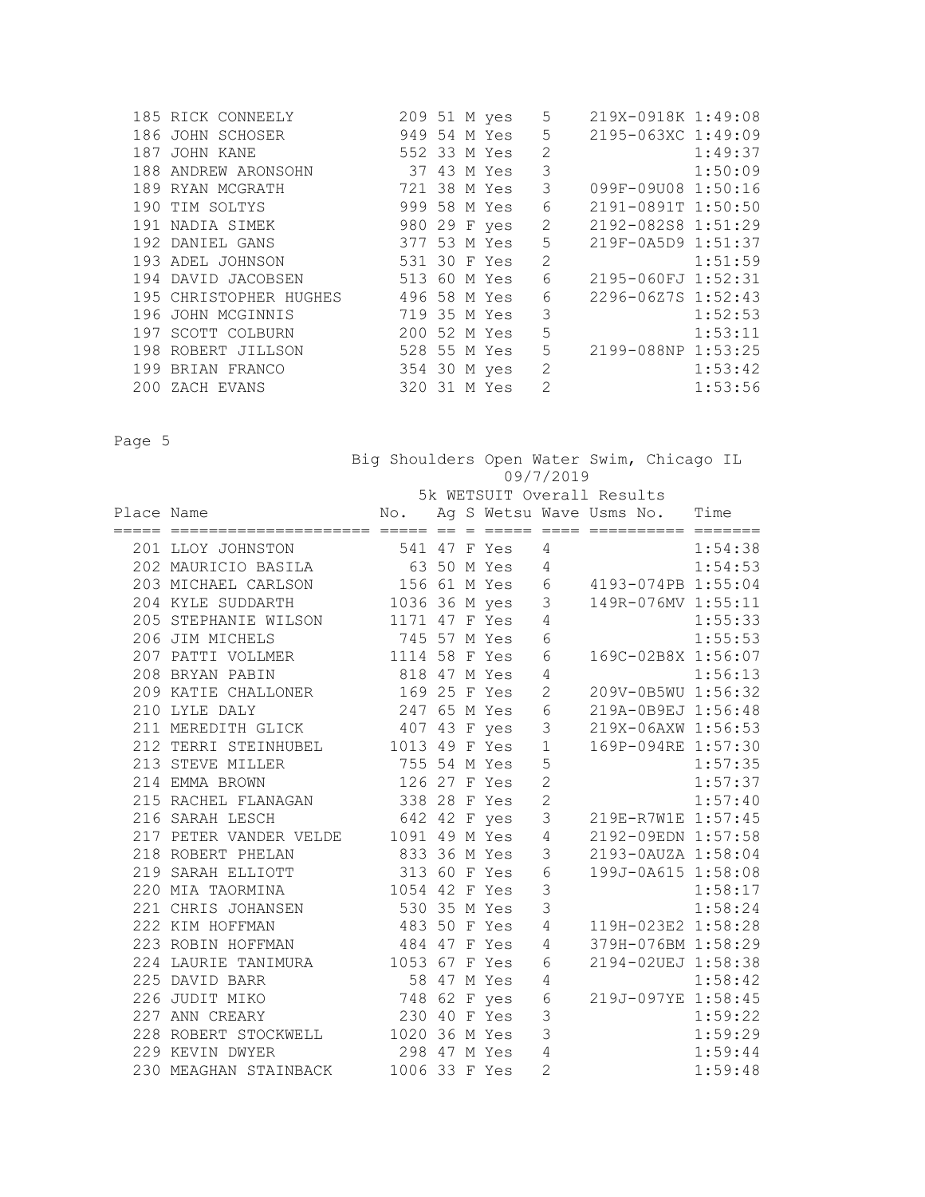| Place | Name | No. | Ag | S | Wetsu | Wave | Usms No. | Time |
|---|---|---|---|---|---|---|---|---|
| 185 | RICK CONNEELY | 209 | 51 | M | yes | 5 | 219X-0918K | 1:49:08 |
| 186 | JOHN SCHOSER | 949 | 54 | M | Yes | 5 | 2195-063XC | 1:49:09 |
| 187 | JOHN KANE | 552 | 33 | M | Yes | 2 | | 1:49:37 |
| 188 | ANDREW ARONSOHN | 37 | 43 | M | Yes | 3 | | 1:50:09 |
| 189 | RYAN MCGRATH | 721 | 38 | M | Yes | 3 | 099F-09U08 | 1:50:16 |
| 190 | TIM SOLTYS | 999 | 58 | M | Yes | 6 | 2191-0891T | 1:50:50 |
| 191 | NADIA SIMEK | 980 | 29 | F | yes | 2 | 2192-082S8 | 1:51:29 |
| 192 | DANIEL GANS | 377 | 53 | M | Yes | 5 | 219F-0A5D9 | 1:51:37 |
| 193 | ADEL JOHNSON | 531 | 30 | F | Yes | 2 | | 1:51:59 |
| 194 | DAVID JACOBSEN | 513 | 60 | M | Yes | 6 | 2195-060FJ | 1:52:31 |
| 195 | CHRISTOPHER HUGHES | 496 | 58 | M | Yes | 6 | 2296-06Z7S | 1:52:43 |
| 196 | JOHN MCGINNIS | 719 | 35 | M | Yes | 3 | | 1:52:53 |
| 197 | SCOTT COLBURN | 200 | 52 | M | Yes | 5 | | 1:53:11 |
| 198 | ROBERT JILLSON | 528 | 55 | M | Yes | 5 | 2199-088NP | 1:53:25 |
| 199 | BRIAN FRANCO | 354 | 30 | M | yes | 2 | | 1:53:42 |
| 200 | ZACH EVANS | 320 | 31 | M | Yes | 2 | | 1:53:56 |

Big Shoulders Open Water Swim, Chicago IL
09/7/2019
5k WETSUIT Overall Results

| Place | Name | No. | Ag | S | Wetsu | Wave | Usms No. | Time |
|---|---|---|---|---|---|---|---|---|
| 201 | LLOY JOHNSTON | 541 | 47 | F | Yes | 4 | | 1:54:38 |
| 202 | MAURICIO BASILA | 63 | 50 | M | Yes | 4 | | 1:54:53 |
| 203 | MICHAEL CARLSON | 156 | 61 | M | Yes | 6 | 4193-074PB | 1:55:04 |
| 204 | KYLE SUDDARTH | 1036 | 36 | M | yes | 3 | 149R-076MV | 1:55:11 |
| 205 | STEPHANIE WILSON | 1171 | 47 | F | Yes | 4 | | 1:55:33 |
| 206 | JIM MICHELS | 745 | 57 | M | Yes | 6 | | 1:55:53 |
| 207 | PATTI VOLLMER | 1114 | 58 | F | Yes | 6 | 169C-02B8X | 1:56:07 |
| 208 | BRYAN PABIN | 818 | 47 | M | Yes | 4 | | 1:56:13 |
| 209 | KATIE CHALLONER | 169 | 25 | F | Yes | 2 | 209V-0B5WU | 1:56:32 |
| 210 | LYLE DALY | 247 | 65 | M | Yes | 6 | 219A-0B9EJ | 1:56:48 |
| 211 | MEREDITH GLICK | 407 | 43 | F | yes | 3 | 219X-06AXW | 1:56:53 |
| 212 | TERRI STEINHUBEL | 1013 | 49 | F | Yes | 1 | 169P-094RE | 1:57:30 |
| 213 | STEVE MILLER | 755 | 54 | M | Yes | 5 | | 1:57:35 |
| 214 | EMMA BROWN | 126 | 27 | F | Yes | 2 | | 1:57:37 |
| 215 | RACHEL FLANAGAN | 338 | 28 | F | Yes | 2 | | 1:57:40 |
| 216 | SARAH LESCH | 642 | 42 | F | yes | 3 | 219E-R7W1E | 1:57:45 |
| 217 | PETER VANDER VELDE | 1091 | 49 | M | Yes | 4 | 2192-09EDN | 1:57:58 |
| 218 | ROBERT PHELAN | 833 | 36 | M | Yes | 3 | 2193-0AUZA | 1:58:04 |
| 219 | SARAH ELLIOTT | 313 | 60 | F | Yes | 6 | 199J-0A615 | 1:58:08 |
| 220 | MIA TAORMINA | 1054 | 42 | F | Yes | 3 | | 1:58:17 |
| 221 | CHRIS JOHANSEN | 530 | 35 | M | Yes | 3 | | 1:58:24 |
| 222 | KIM HOFFMAN | 483 | 50 | F | Yes | 4 | 119H-023E2 | 1:58:28 |
| 223 | ROBIN HOFFMAN | 484 | 47 | F | Yes | 4 | 379H-076BM | 1:58:29 |
| 224 | LAURIE TANIMURA | 1053 | 67 | F | Yes | 6 | 2194-02UEJ | 1:58:38 |
| 225 | DAVID BARR | 58 | 47 | M | Yes | 4 | | 1:58:42 |
| 226 | JUDIT MIKO | 748 | 62 | F | yes | 6 | 219J-097YE | 1:58:45 |
| 227 | ANN CREARY | 230 | 40 | F | Yes | 3 | | 1:59:22 |
| 228 | ROBERT STOCKWELL | 1020 | 36 | M | Yes | 3 | | 1:59:29 |
| 229 | KEVIN DWYER | 298 | 47 | M | Yes | 4 | | 1:59:44 |
| 230 | MEAGHAN STAINBACK | 1006 | 33 | F | Yes | 2 | | 1:59:48 |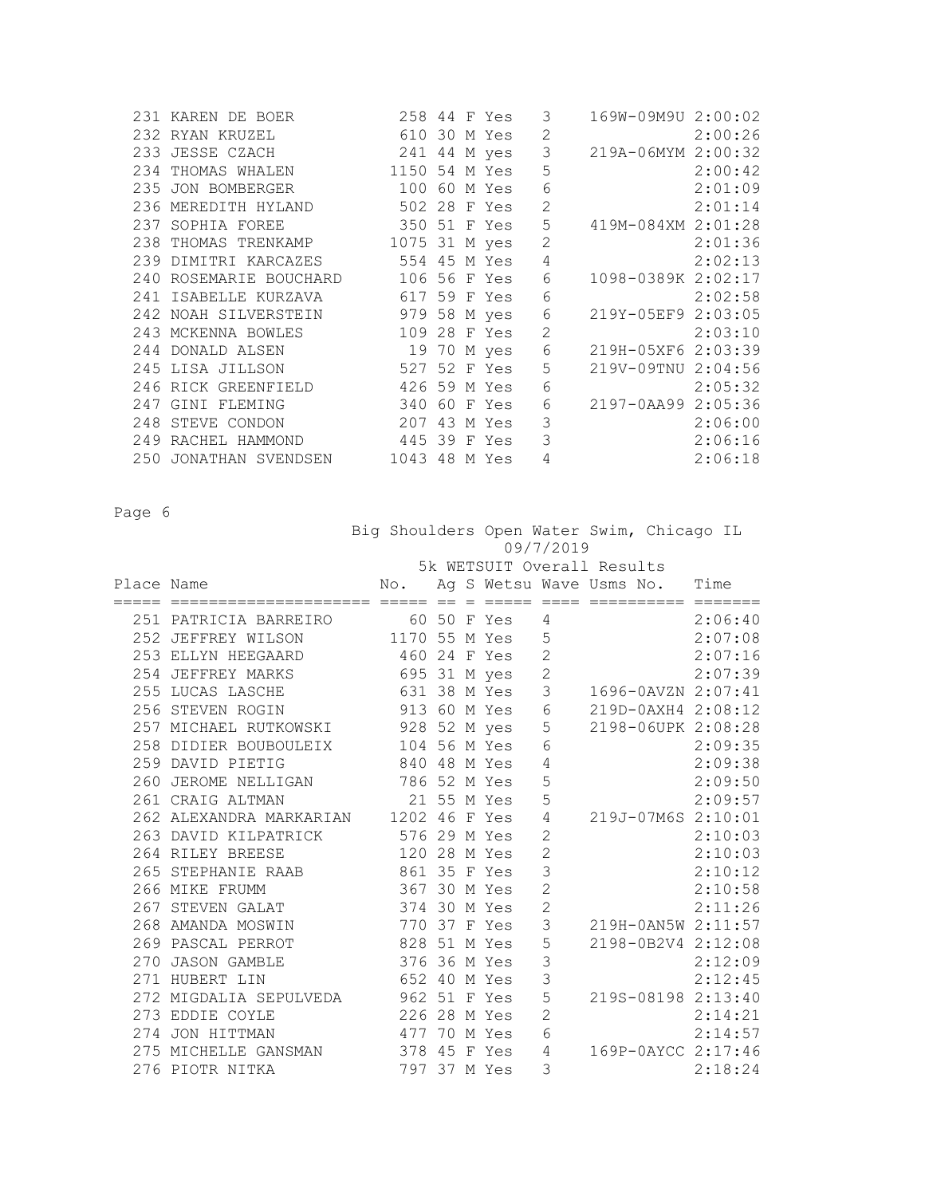| Place | Name | No. | Ag | S | Wetsu | Wave | Usms No. | Time |
|---|---|---|---|---|---|---|---|---|
| 231 | KAREN DE BOER | 258 | 44 | F | Yes | 3 | 169W-09M9U | 2:00:02 |
| 232 | RYAN KRUZEL | 610 | 30 | M | Yes | 2 | | 2:00:26 |
| 233 | JESSE CZACH | 241 | 44 | M | yes | 3 | 219A-06MYM | 2:00:32 |
| 234 | THOMAS WHALEN | 1150 | 54 | M | Yes | 5 | | 2:00:42 |
| 235 | JON BOMBERGER | 100 | 60 | M | Yes | 6 | | 2:01:09 |
| 236 | MEREDITH HYLAND | 502 | 28 | F | Yes | 2 | | 2:01:14 |
| 237 | SOPHIA FOREE | 350 | 51 | F | Yes | 5 | 419M-084XM | 2:01:28 |
| 238 | THOMAS TRENKAMP | 1075 | 31 | M | yes | 2 | | 2:01:36 |
| 239 | DIMITRI KARCAZES | 554 | 45 | M | Yes | 4 | | 2:02:13 |
| 240 | ROSEMARIE BOUCHARD | 106 | 56 | F | Yes | 6 | 1098-0389K | 2:02:17 |
| 241 | ISABELLE KURZAVA | 617 | 59 | F | Yes | 6 | | 2:02:58 |
| 242 | NOAH SILVERSTEIN | 979 | 58 | M | yes | 6 | 219Y-05EF9 | 2:03:05 |
| 243 | MCKENNA BOWLES | 109 | 28 | F | Yes | 2 | | 2:03:10 |
| 244 | DONALD ALSEN | 19 | 70 | M | yes | 6 | 219H-05XF6 | 2:03:39 |
| 245 | LISA JILLSON | 527 | 52 | F | Yes | 5 | 219V-09TNU | 2:04:56 |
| 246 | RICK GREENFIELD | 426 | 59 | M | Yes | 6 | | 2:05:32 |
| 247 | GINI FLEMING | 340 | 60 | F | Yes | 6 | 2197-0AA99 | 2:05:36 |
| 248 | STEVE CONDON | 207 | 43 | M | Yes | 3 | | 2:06:00 |
| 249 | RACHEL HAMMOND | 445 | 39 | F | Yes | 3 | | 2:06:16 |
| 250 | JONATHAN SVENDSEN | 1043 | 48 | M | Yes | 4 | | 2:06:18 |

Big Shoulders Open Water Swim, Chicago IL
09/7/2019
5k WETSUIT Overall Results

| Place | Name | No. | Ag | S | Wetsu | Wave | Usms No. | Time |
|---|---|---|---|---|---|---|---|---|
| 251 | PATRICIA BARREIRO | 60 | 50 | F | Yes | 4 | | 2:06:40 |
| 252 | JEFFREY WILSON | 1170 | 55 | M | Yes | 5 | | 2:07:08 |
| 253 | ELLYN HEEGAARD | 460 | 24 | F | Yes | 2 | | 2:07:16 |
| 254 | JEFFREY MARKS | 695 | 31 | M | yes | 2 | | 2:07:39 |
| 255 | LUCAS LASCHE | 631 | 38 | M | Yes | 3 | 1696-0AVZN | 2:07:41 |
| 256 | STEVEN ROGIN | 913 | 60 | M | Yes | 6 | 219D-0AXH4 | 2:08:12 |
| 257 | MICHAEL RUTKOWSKI | 928 | 52 | M | yes | 5 | 2198-06UPK | 2:08:28 |
| 258 | DIDIER BOUBOULEIX | 104 | 56 | M | Yes | 6 | | 2:09:35 |
| 259 | DAVID PIETIG | 840 | 48 | M | Yes | 4 | | 2:09:38 |
| 260 | JEROME NELLIGAN | 786 | 52 | M | Yes | 5 | | 2:09:50 |
| 261 | CRAIG ALTMAN | 21 | 55 | M | Yes | 5 | | 2:09:57 |
| 262 | ALEXANDRA MARKARIAN | 1202 | 46 | F | Yes | 4 | 219J-07M6S | 2:10:01 |
| 263 | DAVID KILPATRICK | 576 | 29 | M | Yes | 2 | | 2:10:03 |
| 264 | RILEY BREESE | 120 | 28 | M | Yes | 2 | | 2:10:03 |
| 265 | STEPHANIE RAAB | 861 | 35 | F | Yes | 3 | | 2:10:12 |
| 266 | MIKE FRUMM | 367 | 30 | M | Yes | 2 | | 2:10:58 |
| 267 | STEVEN GALAT | 374 | 30 | M | Yes | 2 | | 2:11:26 |
| 268 | AMANDA MOSWIN | 770 | 37 | F | Yes | 3 | 219H-0AN5W | 2:11:57 |
| 269 | PASCAL PERROT | 828 | 51 | M | Yes | 5 | 2198-0B2V4 | 2:12:08 |
| 270 | JASON GAMBLE | 376 | 36 | M | Yes | 3 | | 2:12:09 |
| 271 | HUBERT LIN | 652 | 40 | M | Yes | 3 | | 2:12:45 |
| 272 | MIGDALIA SEPULVEDA | 962 | 51 | F | Yes | 5 | 219S-08198 | 2:13:40 |
| 273 | EDDIE COYLE | 226 | 28 | M | Yes | 2 | | 2:14:21 |
| 274 | JON HITTMAN | 477 | 70 | M | Yes | 6 | | 2:14:57 |
| 275 | MICHELLE GANSMAN | 378 | 45 | F | Yes | 4 | 169P-0AYCC | 2:17:46 |
| 276 | PIOTR NITKA | 797 | 37 | M | Yes | 3 | | 2:18:24 |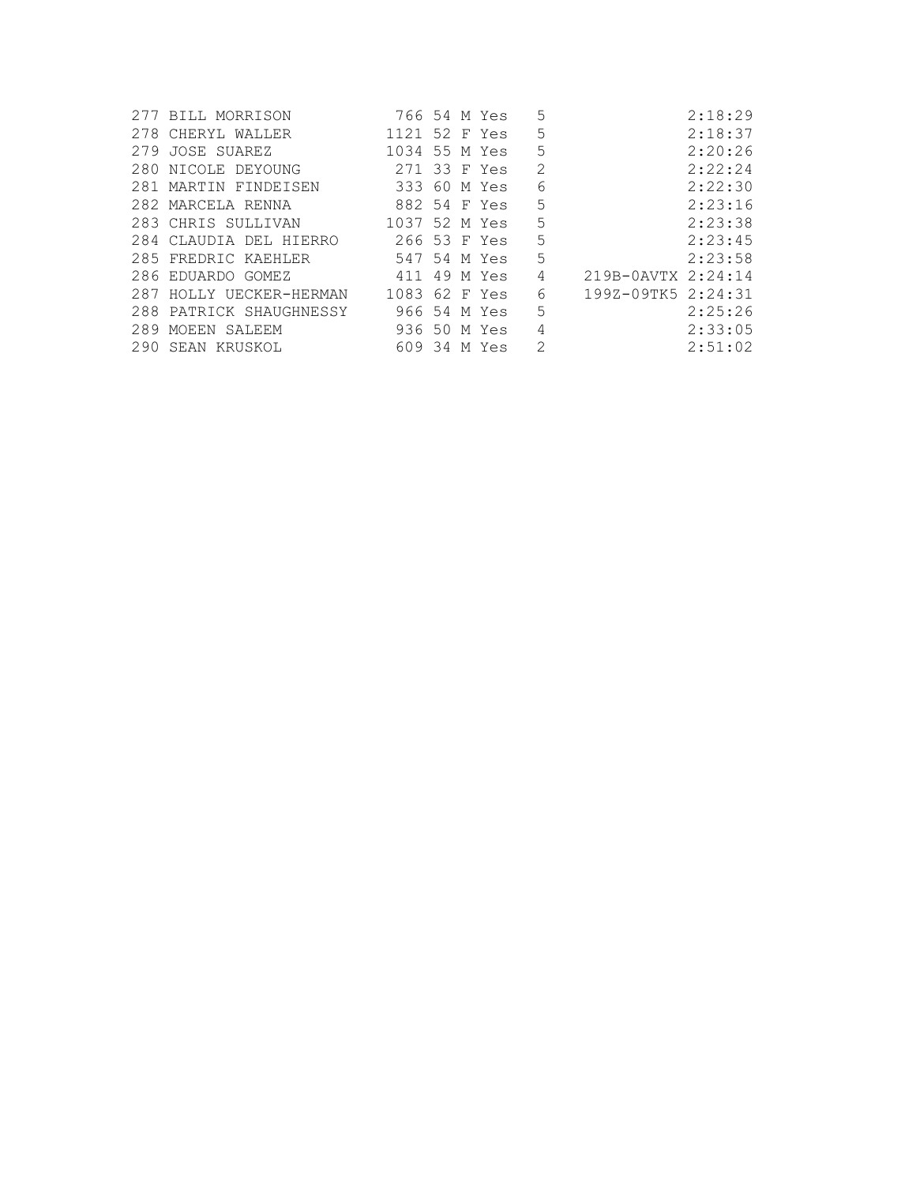| | | | | | | | | |
|---|---|---|---|---|---|---|---|---|
| 277 | BILL MORRISON | 766 | 54 | M | Yes | 5 | | 2:18:29 |
| 278 | CHERYL WALLER | 1121 | 52 | F | Yes | 5 | | 2:18:37 |
| 279 | JOSE SUAREZ | 1034 | 55 | M | Yes | 5 | | 2:20:26 |
| 280 | NICOLE DEYOUNG | 271 | 33 | F | Yes | 2 | | 2:22:24 |
| 281 | MARTIN FINDEISEN | 333 | 60 | M | Yes | 6 | | 2:22:30 |
| 282 | MARCELA RENNA | 882 | 54 | F | Yes | 5 | | 2:23:16 |
| 283 | CHRIS SULLIVAN | 1037 | 52 | M | Yes | 5 | | 2:23:38 |
| 284 | CLAUDIA DEL HIERRO | 266 | 53 | F | Yes | 5 | | 2:23:45 |
| 285 | FREDRIC KAEHLER | 547 | 54 | M | Yes | 5 | | 2:23:58 |
| 286 | EDUARDO GOMEZ | 411 | 49 | M | Yes | 4 | 219B-0AVTX | 2:24:14 |
| 287 | HOLLY UECKER-HERMAN | 1083 | 62 | F | Yes | 6 | 199Z-09TK5 | 2:24:31 |
| 288 | PATRICK SHAUGHNESSY | 966 | 54 | M | Yes | 5 | | 2:25:26 |
| 289 | MOEEN SALEEM | 936 | 50 | M | Yes | 4 | | 2:33:05 |
| 290 | SEAN KRUSKOL | 609 | 34 | M | Yes | 2 | | 2:51:02 |